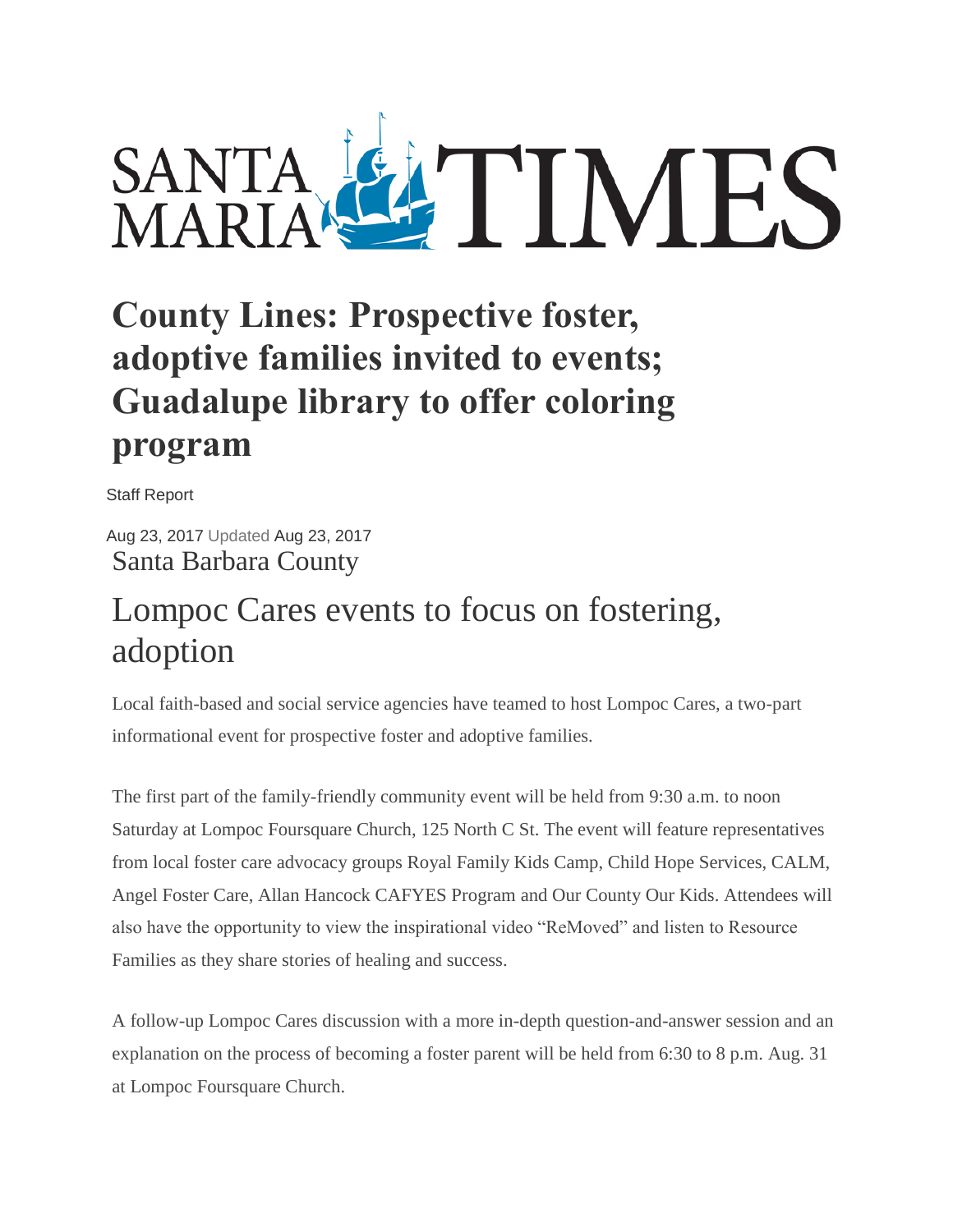# SANTA MARIA TIMES

## County Lines: Prospective foster, adoptive families invited to events; Guadalupe library to offer coloring program

Staff Report

Aug 23, 2017 Updated Aug 23, 2017

Santa Barbara County

## Lompoc Cares events to focus on fostering, adoption

Local faith-based and social service agencies have teamed to host Lompoc Cares, a two-part informational event for prospective foster and adoptive families.

The first part of the family-friendly community event will be held from 9:30 a.m. to noon Saturday at Lompoc Foursquare Church, 125 North C St. The event will feature representatives from local foster care advocacy groups Royal Family Kids Camp, Child Hope Services, CALM, Angel Foster Care, Allan Hancock CAFYES Program and Our County Our Kids. Attendees will also have the opportunity to view the inspirational video "ReMoved" and listen to Resource Families as they share stories of healing and success.

A follow-up Lompoc Cares discussion with a more in-depth question-and-answer session and an explanation on the process of becoming a foster parent will be held from 6:30 to 8 p.m. Aug. 31 at Lompoc Foursquare Church.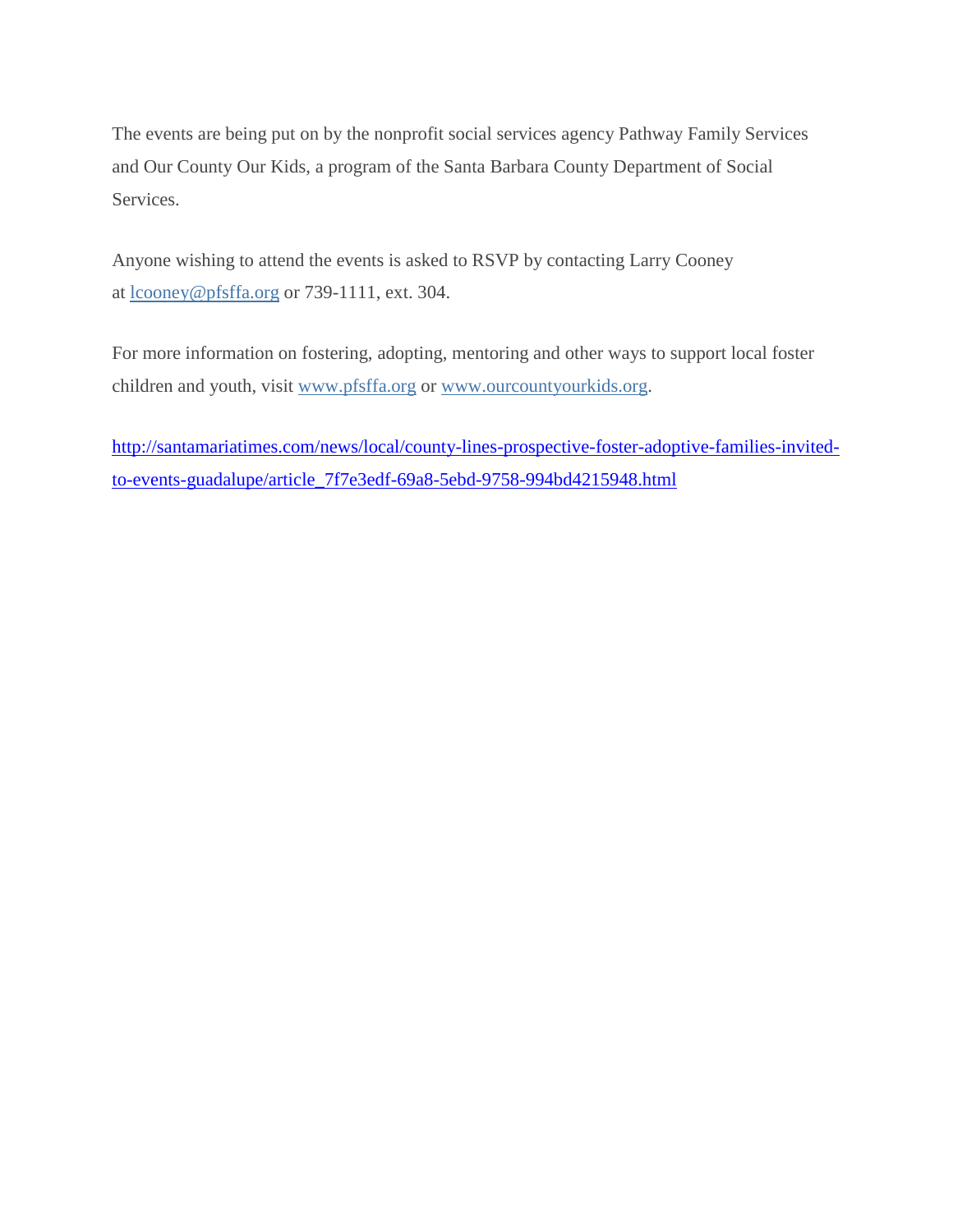The events are being put on by the nonprofit social services agency Pathway Family Services and Our County Our Kids, a program of the Santa Barbara County Department of Social Services.

Anyone wishing to attend the events is asked to RSVP by contacting Larry Cooney at [lcooney@pfsffa.org](mailto:lcooney@pfsffa.org) or 739-1111, ext. 304.

For more information on fostering, adopting, mentoring and other ways to support local foster children and youth, visit [www.pfsffa.org](http://www.pfsffa.org) or [www.ourcountyourkids.org](http://www.ourcountyourkids.org).

[http://santamariatimes.com/news/local/county-lines-prospective-foster-adoptive-families-invited-to-events-guadalupe/article_7f7e3edf-69a8-5ebd-9758-994bd4215948.html](http://santamariatimes.com/news/local/county-lines-prospective-foster-adoptive-families-invited-to-events-guadalupe/article_7f7e3edf-69a8-5ebd-9758-994bd4215948.html)